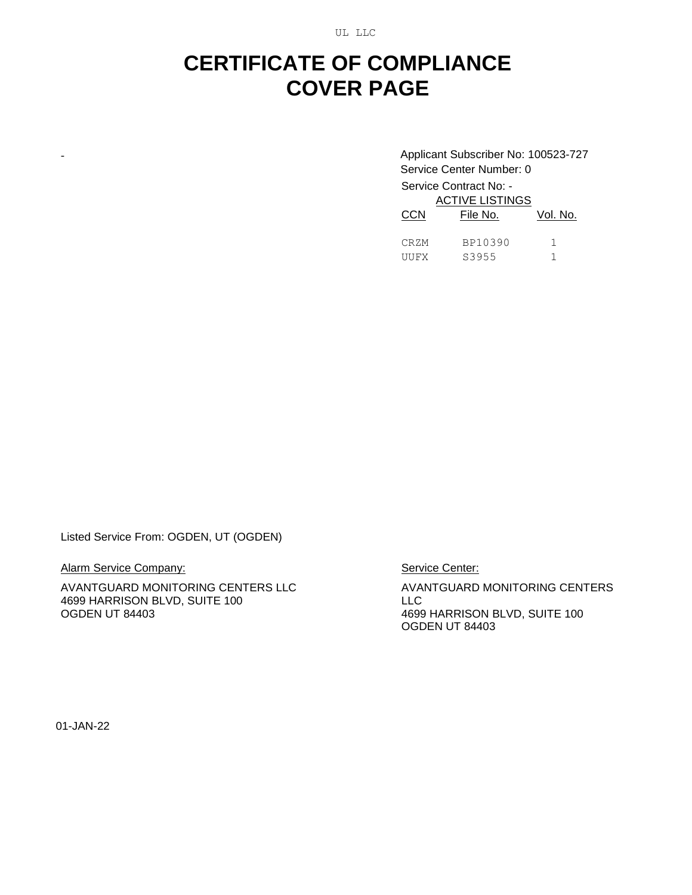UL LLC

# CERTIFICATE OF COMPLIANCE COVER PAGE

-

Applicant Subscriber No: 100523-727
Service Center Number: 0
Service Contract No: -

ACTIVE LISTINGS

| CCN | File No. | Vol. No. |
|---|---|---|
| CRZM | BP10390 | 1 |
| UUFX | S3955 | 1 |

Listed Service From: OGDEN, UT (OGDEN)

Alarm Service Company:

AVANTGUARD MONITORING CENTERS LLC
4699 HARRISON BLVD, SUITE 100
OGDEN UT 84403

Service Center:

AVANTGUARD MONITORING CENTERS LLC
4699 HARRISON BLVD, SUITE 100
OGDEN UT 84403

01-JAN-22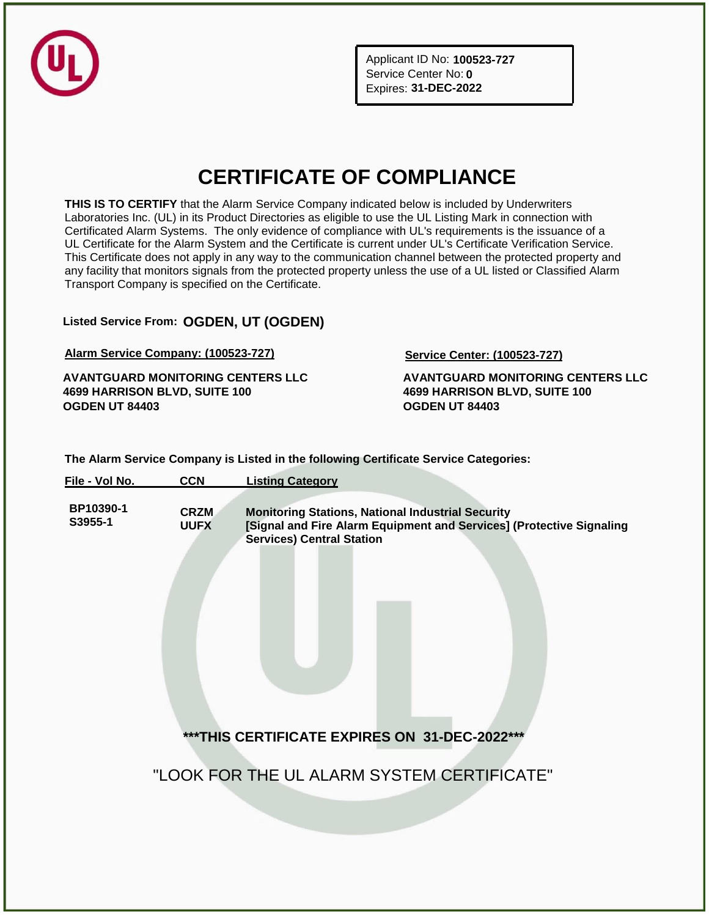Applicant ID No: **100523-727**
Service Center No: **0**
Expires: **31-DEC-2022**

# CERTIFICATE OF COMPLIANCE

**THIS IS TO CERTIFY** that the Alarm Service Company indicated below is included by Underwriters Laboratories Inc. (UL) in its Product Directories as eligible to use the UL Listing Mark in connection with Certificated Alarm Systems. The only evidence of compliance with UL's requirements is the issuance of a UL Certificate for the Alarm System and the Certificate is current under UL's Certificate Verification Service. This Certificate does not apply in any way to the communication channel between the protected property and any facility that monitors signals from the protected property unless the use of a UL listed or Classified Alarm Transport Company is specified on the Certificate.

**Listed Service From: OGDEN, UT (OGDEN)**

**Alarm Service Company: (100523-727)**

**AVANTGUARD MONITORING CENTERS LLC**
**4699 HARRISON BLVD, SUITE 100**
**OGDEN UT 84403**

**Service Center: (100523-727)**

**AVANTGUARD MONITORING CENTERS LLC**
**4699 HARRISON BLVD, SUITE 100**
**OGDEN UT 84403**

**The Alarm Service Company is Listed in the following Certificate Service Categories:**

| File - Vol No. | CCN | Listing Category |
|---|---|---|
| BP10390-1 | CRZM | Monitoring Stations, National Industrial Security |
| S3955-1 | UUFX | [Signal and Fire Alarm Equipment and Services] (Protective Signaling Services) Central Station |

**\*\*\*THIS CERTIFICATE EXPIRES ON 31-DEC-2022\*\*\***

"LOOK FOR THE UL ALARM SYSTEM CERTIFICATE"